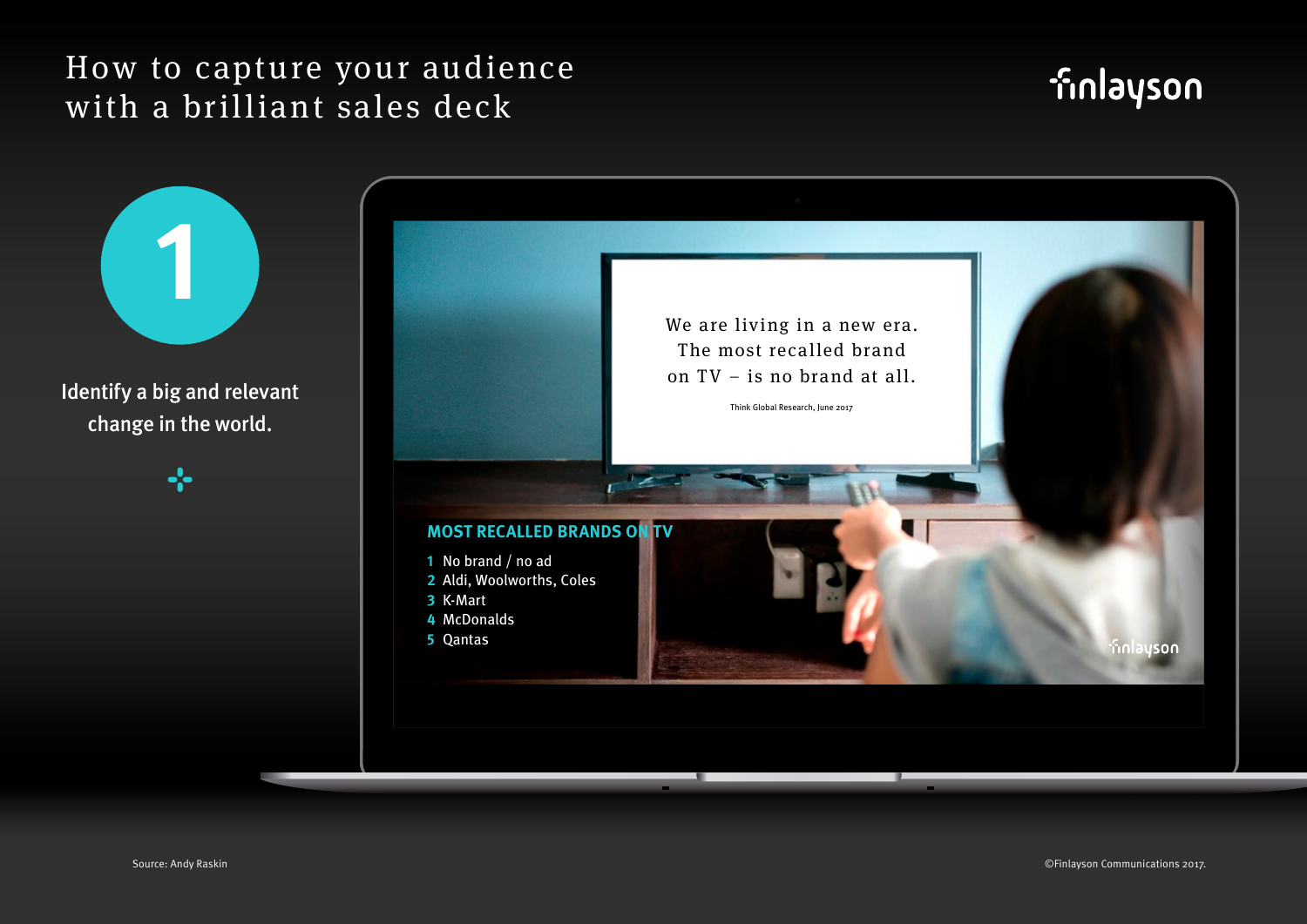# How to capture your audience with a brilliant sales deck

finlayson

## 1

Identify a big and relevant change in the world.

We are living in a new era. The most recalled brand on TV – is no brand at all.

Think Global Research, June 2017

**MOST RECALLED BRANDS ON TV**

1. No brand / no ad
2. Aldi, Woolworths, Coles
3. K-Mart
4. McDonalds
5. Qantas

finlayson

Source: Andy Raskin

©Finlayson Communications 2017.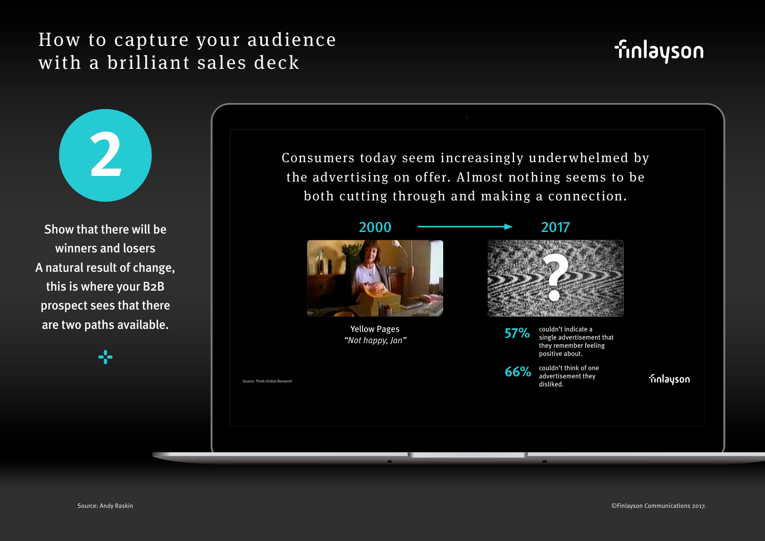# How to capture your audience with a brilliant sales deck

## 2

**Show that there will be winners and losers**

A natural result of change, this is where your B2B prospect sees that there are two paths available.

Consumers today seem increasingly underwhelmed by the advertising on offer. Almost nothing seems to be both cutting through and making a connection.

2000 → 2017

Yellow Pages
*"Not happy, Jan"*

**57%** couldn't indicate a single advertisement that they remember feeling positive about.

**66%** couldn't think of one advertisement they disliked.

Source: Think Global Research

Source: Andy Raskin

©Finlayson Communications 2017.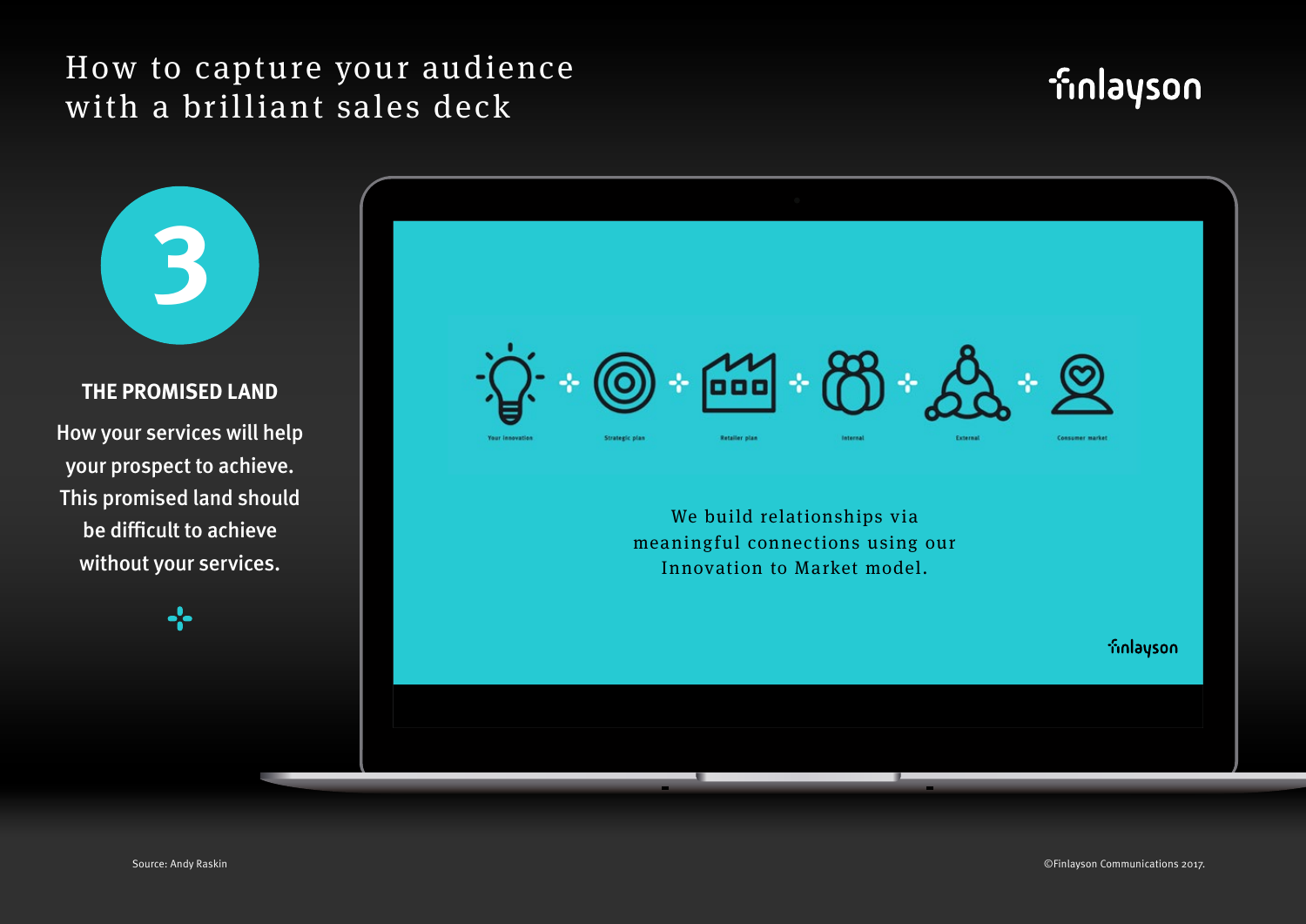# How to capture your audience with a brilliant sales deck

finlayson

## 3

### THE PROMISED LAND

How your services will help your prospect to achieve. This promised land should be difficult to achieve without your services.

Your innovation · Strategic plan · Retailer plan · Internal · External · Consumer market

We build relationships via meaningful connections using our Innovation to Market model.

finlayson

Source: Andy Raskin

©Finlayson Communications 2017.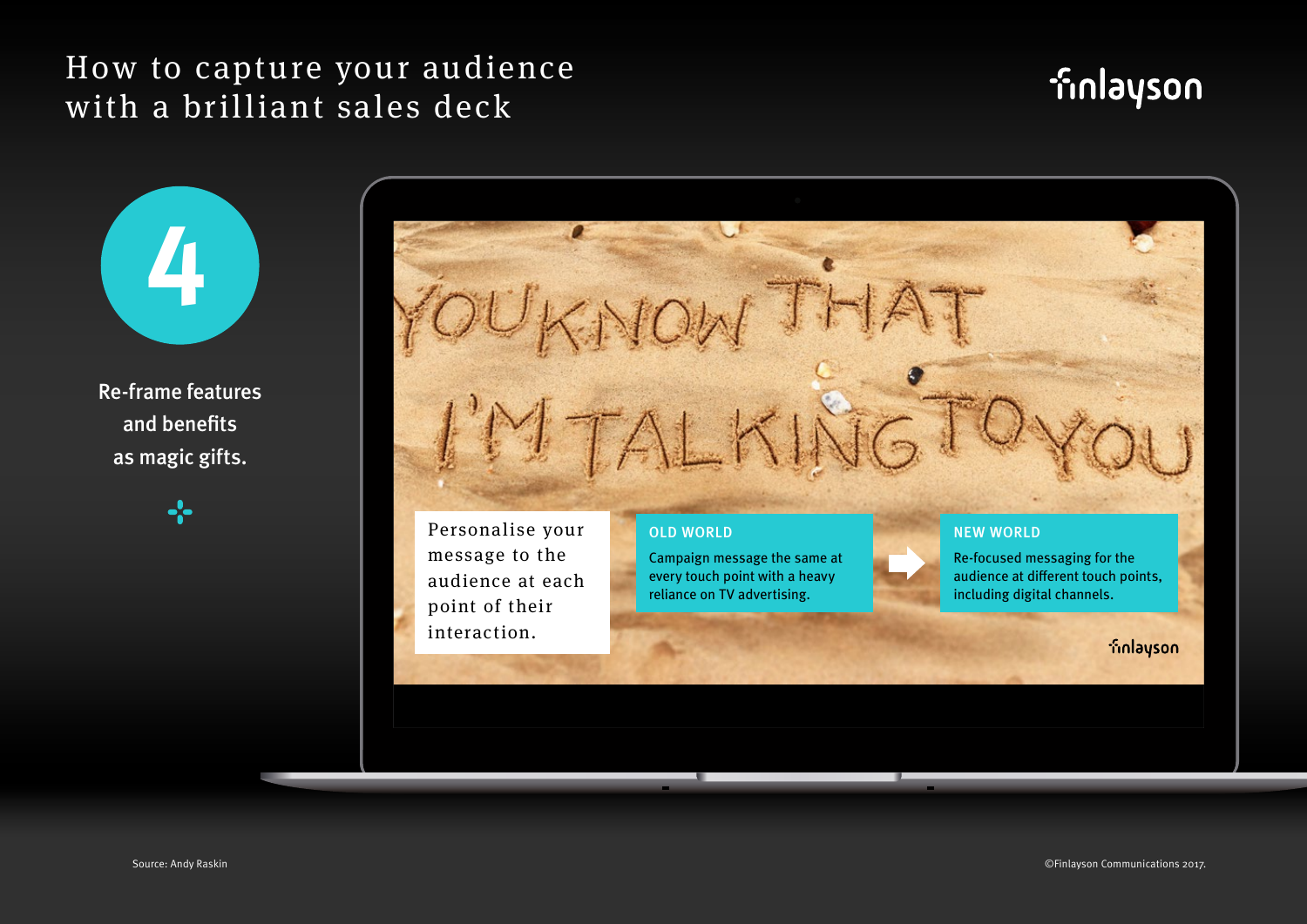# How to capture your audience with a brilliant sales deck

## 4

**Re-frame features and benefits as magic gifts.**

YOU KNOW THAT I'M TALKING TO YOU

Personalise your message to the audience at each point of their interaction.

**OLD WORLD**

Campaign message the same at every touch point with a heavy reliance on TV advertising.

**NEW WORLD**

Re-focused messaging for the audience at different touch points, including digital channels.

Source: Andy Raskin

©Finlayson Communications 2017.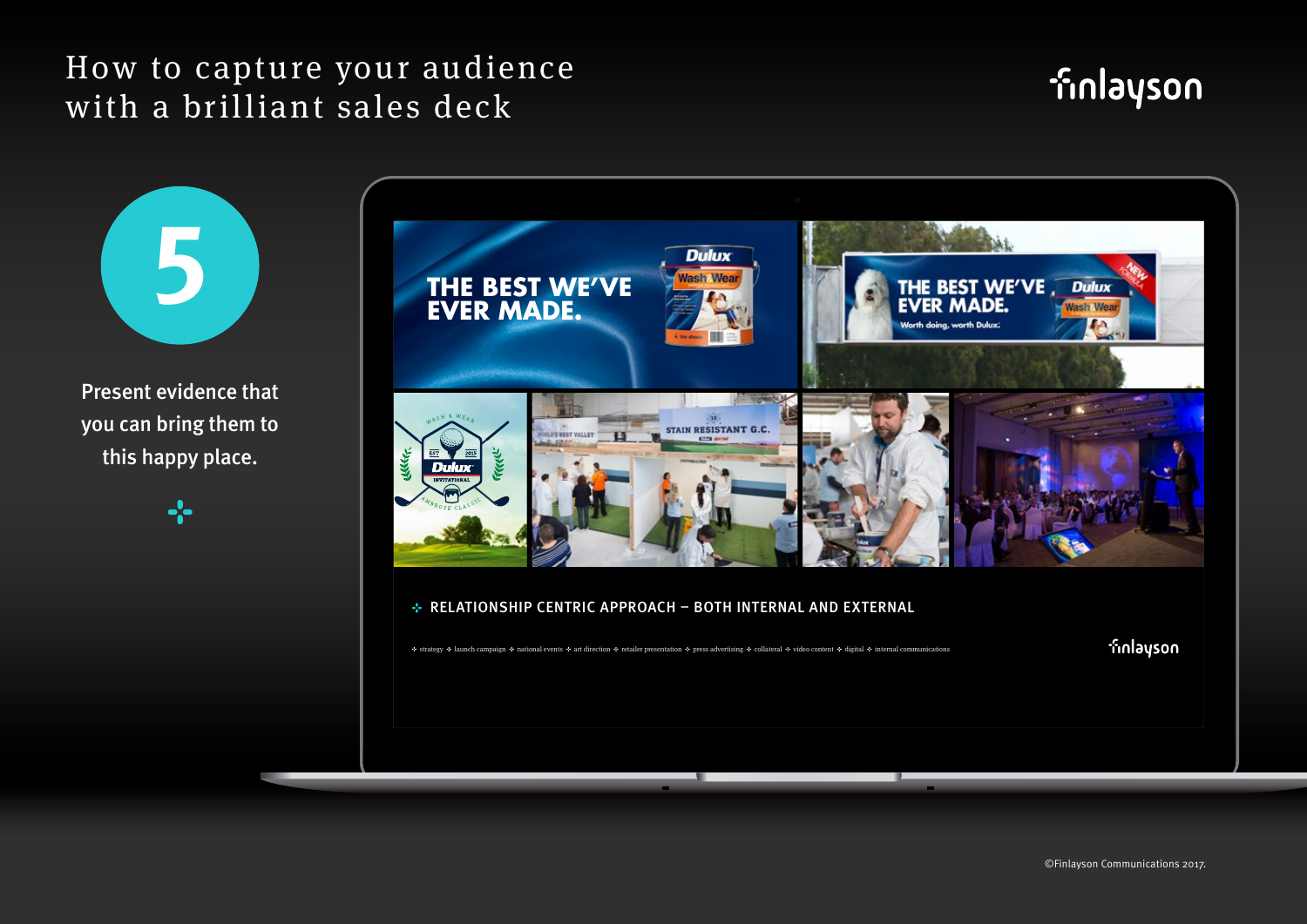# How to capture your audience with a brilliant sales deck

finlayson

## 5

**Present evidence that you can bring them to this happy place.**

THE BEST WE'VE EVER MADE.

THE BEST WE'VE EVER MADE. Worth doing, worth Dulux.

RELATIONSHIP CENTRIC APPROACH – BOTH INTERNAL AND EXTERNAL

strategy · launch campaign · national events · art direction · retailer presentation · press advertising · collateral · video content · digital · internal communications

finlayson

©Finlayson Communications 2017.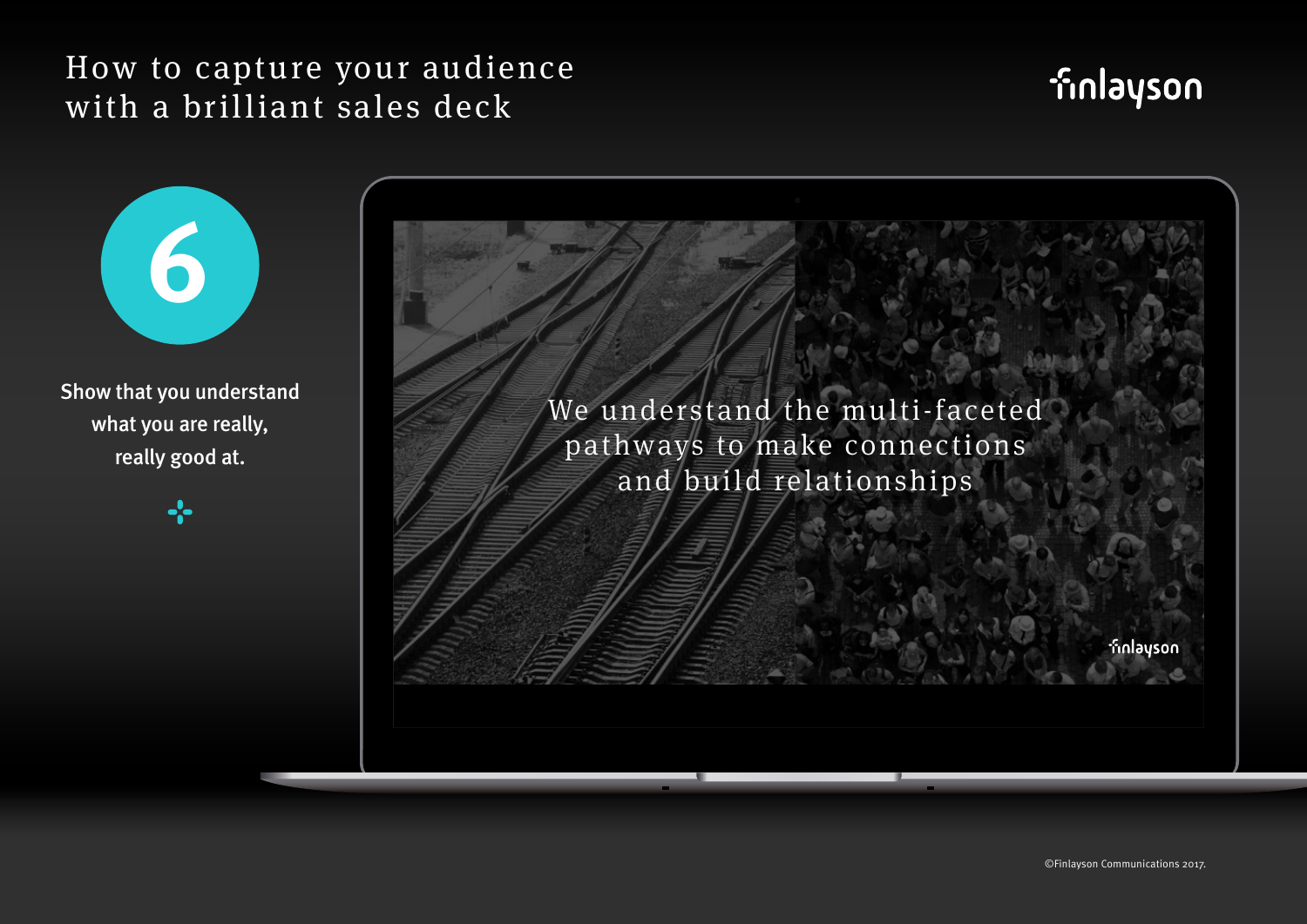# How to capture your audience with a brilliant sales deck

finlayson

6

Show that you understand what you are really, really good at.

We understand the multi-faceted pathways to make connections and build relationships

finlayson

©Finlayson Communications 2017.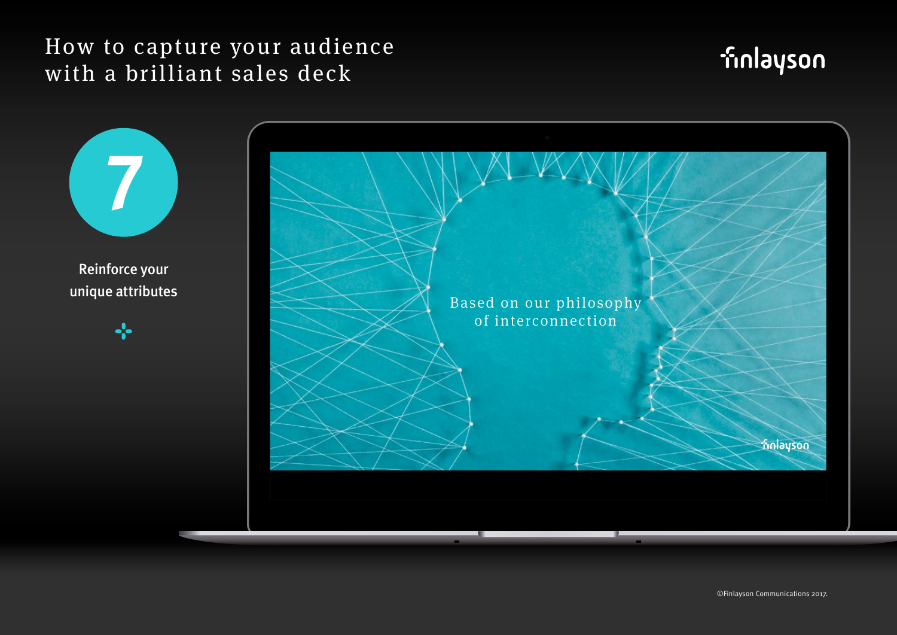# How to capture your audience with a brilliant sales deck

7

Reinforce your unique attributes

Based on our philosophy of interconnection

©Finlayson Communications 2017.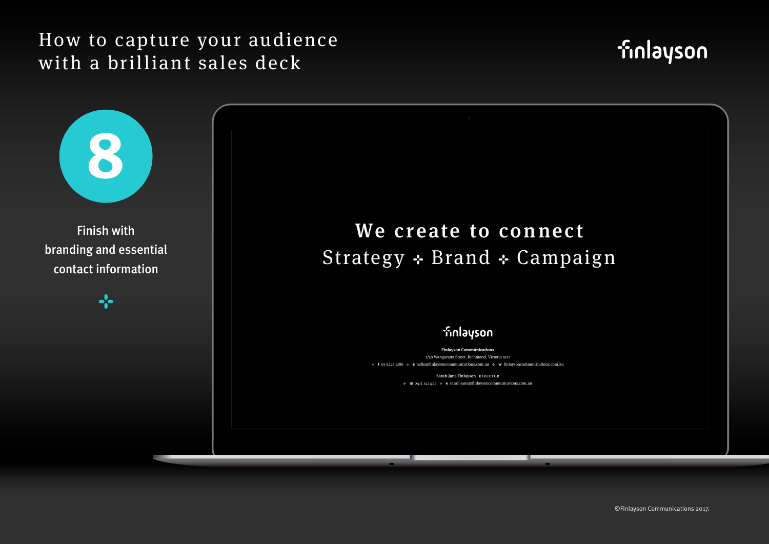# How to capture your audience with a brilliant sales deck

finlayson

8

Finish with branding and essential contact information

We create to connect

Strategy ✣ Brand ✣ Campaign

finlayson

**Finlayson Communications**

1/30 Wangaratta Street, Richmond, Victoria 3121

✣ **t** 03 9427 1286 ✣ **e** hello@finlaysoncommunications.com.au ✣ **w** finlaysoncommunications.com.au

**Sarah-Jane Finlayson** DIRECTOR

✣ **m** 0411 142 442 ✣ **e** sarah-jane@finlaysoncommunications.com.au

©Finlayson Communications 2017.